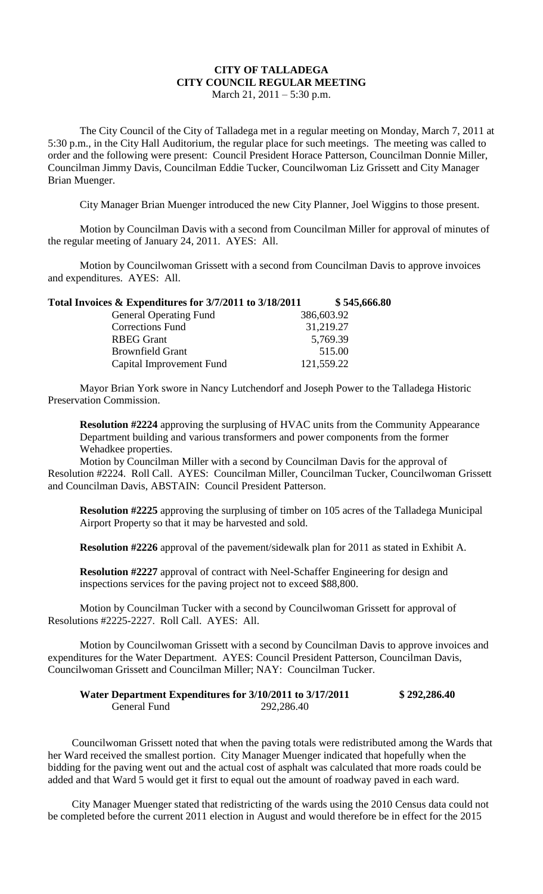**CITY OF TALLADEGA**
**CITY COUNCIL REGULAR MEETING**
March 21, 2011 – 5:30 p.m.

The City Council of the City of Talladega met in a regular meeting on Monday, March 7, 2011 at 5:30 p.m., in the City Hall Auditorium, the regular place for such meetings. The meeting was called to order and the following were present: Council President Horace Patterson, Councilman Donnie Miller, Councilman Jimmy Davis, Councilman Eddie Tucker, Councilwoman Liz Grissett and City Manager Brian Muenger.

City Manager Brian Muenger introduced the new City Planner, Joel Wiggins to those present.

Motion by Councilman Davis with a second from Councilman Miller for approval of minutes of the regular meeting of January 24, 2011. AYES: All.

Motion by Councilwoman Grissett with a second from Councilman Davis to approve invoices and expenditures. AYES: All.

| **Total Invoices & Expenditures for 3/7/2011 to 3/18/2011** | **$ 545,666.80** |
|---|---|
| General Operating Fund | 386,603.92 |
| Corrections Fund | 31,219.27 |
| RBEG Grant | 5,769.39 |
| Brownfield Grant | 515.00 |
| Capital Improvement Fund | 121,559.22 |

Mayor Brian York swore in Nancy Lutchendorf and Joseph Power to the Talladega Historic Preservation Commission.

**Resolution #2224** approving the surplusing of HVAC units from the Community Appearance Department building and various transformers and power components from the former Wehadkee properties.

Motion by Councilman Miller with a second by Councilman Davis for the approval of Resolution #2224. Roll Call. AYES: Councilman Miller, Councilman Tucker, Councilwoman Grissett and Councilman Davis, ABSTAIN: Council President Patterson.

**Resolution #2225** approving the surplusing of timber on 105 acres of the Talladega Municipal Airport Property so that it may be harvested and sold.

**Resolution #2226** approval of the pavement/sidewalk plan for 2011 as stated in Exhibit A.

**Resolution #2227** approval of contract with Neel-Schaffer Engineering for design and inspections services for the paving project not to exceed $88,800.

Motion by Councilman Tucker with a second by Councilwoman Grissett for approval of Resolutions #2225-2227. Roll Call. AYES: All.

Motion by Councilwoman Grissett with a second by Councilman Davis to approve invoices and expenditures for the Water Department. AYES: Council President Patterson, Councilman Davis, Councilwoman Grissett and Councilman Miller; NAY: Councilman Tucker.

| **Water Department Expenditures for 3/10/2011 to 3/17/2011** | **$ 292,286.40** |
|---|---|
| General Fund | 292,286.40 |

Councilwoman Grissett noted that when the paving totals were redistributed among the Wards that her Ward received the smallest portion. City Manager Muenger indicated that hopefully when the bidding for the paving went out and the actual cost of asphalt was calculated that more roads could be added and that Ward 5 would get it first to equal out the amount of roadway paved in each ward.

City Manager Muenger stated that redistricting of the wards using the 2010 Census data could not be completed before the current 2011 election in August and would therefore be in effect for the 2015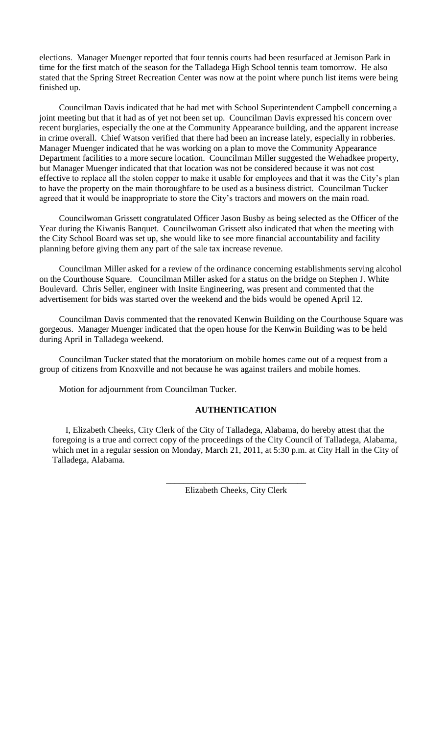elections. Manager Muenger reported that four tennis courts had been resurfaced at Jemison Park in time for the first match of the season for the Talladega High School tennis team tomorrow. He also stated that the Spring Street Recreation Center was now at the point where punch list items were being finished up.

Councilman Davis indicated that he had met with School Superintendent Campbell concerning a joint meeting but that it had as of yet not been set up. Councilman Davis expressed his concern over recent burglaries, especially the one at the Community Appearance building, and the apparent increase in crime overall. Chief Watson verified that there had been an increase lately, especially in robberies. Manager Muenger indicated that he was working on a plan to move the Community Appearance Department facilities to a more secure location. Councilman Miller suggested the Wehadkee property, but Manager Muenger indicated that that location was not be considered because it was not cost effective to replace all the stolen copper to make it usable for employees and that it was the City's plan to have the property on the main thoroughfare to be used as a business district. Councilman Tucker agreed that it would be inappropriate to store the City's tractors and mowers on the main road.

Councilwoman Grissett congratulated Officer Jason Busby as being selected as the Officer of the Year during the Kiwanis Banquet. Councilwoman Grissett also indicated that when the meeting with the City School Board was set up, she would like to see more financial accountability and facility planning before giving them any part of the sale tax increase revenue.

Councilman Miller asked for a review of the ordinance concerning establishments serving alcohol on the Courthouse Square. Councilman Miller asked for a status on the bridge on Stephen J. White Boulevard. Chris Seller, engineer with Insite Engineering, was present and commented that the advertisement for bids was started over the weekend and the bids would be opened April 12.

Councilman Davis commented that the renovated Kenwin Building on the Courthouse Square was gorgeous. Manager Muenger indicated that the open house for the Kenwin Building was to be held during April in Talladega weekend.

Councilman Tucker stated that the moratorium on mobile homes came out of a request from a group of citizens from Knoxville and not because he was against trailers and mobile homes.

Motion for adjournment from Councilman Tucker.

**AUTHENTICATION**

I, Elizabeth Cheeks, City Clerk of the City of Talladega, Alabama, do hereby attest that the foregoing is a true and correct copy of the proceedings of the City Council of Talladega, Alabama, which met in a regular session on Monday, March 21, 2011, at 5:30 p.m. at City Hall in the City of Talladega, Alabama.

\_\_\_\_\_\_\_\_\_\_\_\_\_\_\_\_\_\_\_\_\_\_\_\_\_\_\_\_\_\_\_\_

Elizabeth Cheeks, City Clerk